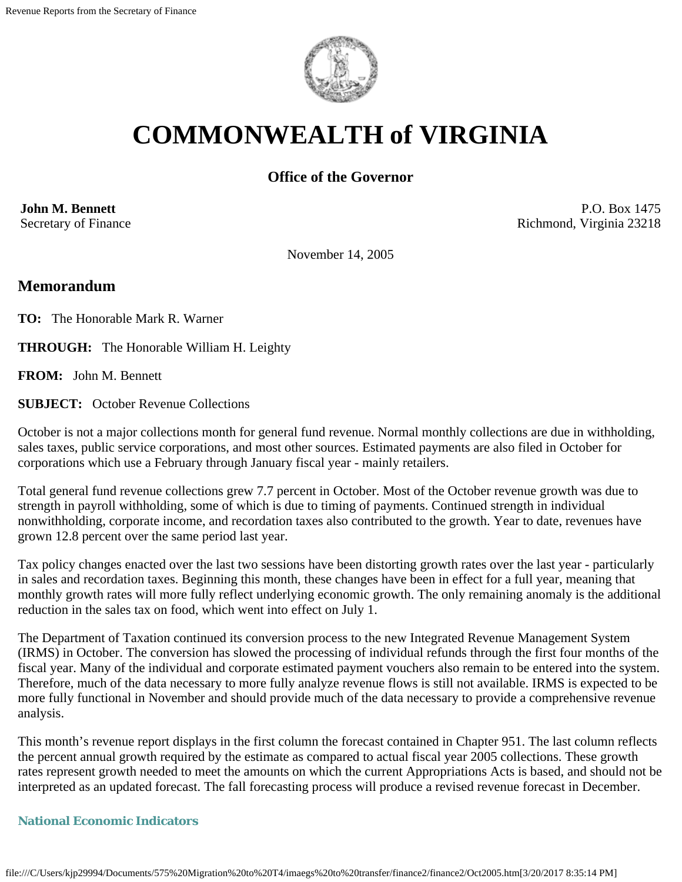# COMMONWEALTH of VIRGINIA

**Office of the Governor**

**John M. Bennett**
Secretary of Finance

P.O. Box 1475
Richmond, Virginia 23218

November 14, 2005

## Memorandum

**TO:** The Honorable Mark R. Warner

**THROUGH:** The Honorable William H. Leighty

**FROM:** John M. Bennett

**SUBJECT:** October Revenue Collections

October is not a major collections month for general fund revenue. Normal monthly collections are due in withholding, sales taxes, public service corporations, and most other sources. Estimated payments are also filed in October for corporations which use a February through January fiscal year - mainly retailers.

Total general fund revenue collections grew 7.7 percent in October. Most of the October revenue growth was due to strength in payroll withholding, some of which is due to timing of payments. Continued strength in individual nonwithholding, corporate income, and recordation taxes also contributed to the growth. Year to date, revenues have grown 12.8 percent over the same period last year.

Tax policy changes enacted over the last two sessions have been distorting growth rates over the last year - particularly in sales and recordation taxes. Beginning this month, these changes have been in effect for a full year, meaning that monthly growth rates will more fully reflect underlying economic growth. The only remaining anomaly is the additional reduction in the sales tax on food, which went into effect on July 1.

The Department of Taxation continued its conversion process to the new Integrated Revenue Management System (IRMS) in October. The conversion has slowed the processing of individual refunds through the first four months of the fiscal year. Many of the individual and corporate estimated payment vouchers also remain to be entered into the system. Therefore, much of the data necessary to more fully analyze revenue flows is still not available. IRMS is expected to be more fully functional in November and should provide much of the data necessary to provide a comprehensive revenue analysis.

This month's revenue report displays in the first column the forecast contained in Chapter 951. The last column reflects the percent annual growth required by the estimate as compared to actual fiscal year 2005 collections. These growth rates represent growth needed to meet the amounts on which the current Appropriations Acts is based, and should not be interpreted as an updated forecast. The fall forecasting process will produce a revised revenue forecast in December.

### National Economic Indicators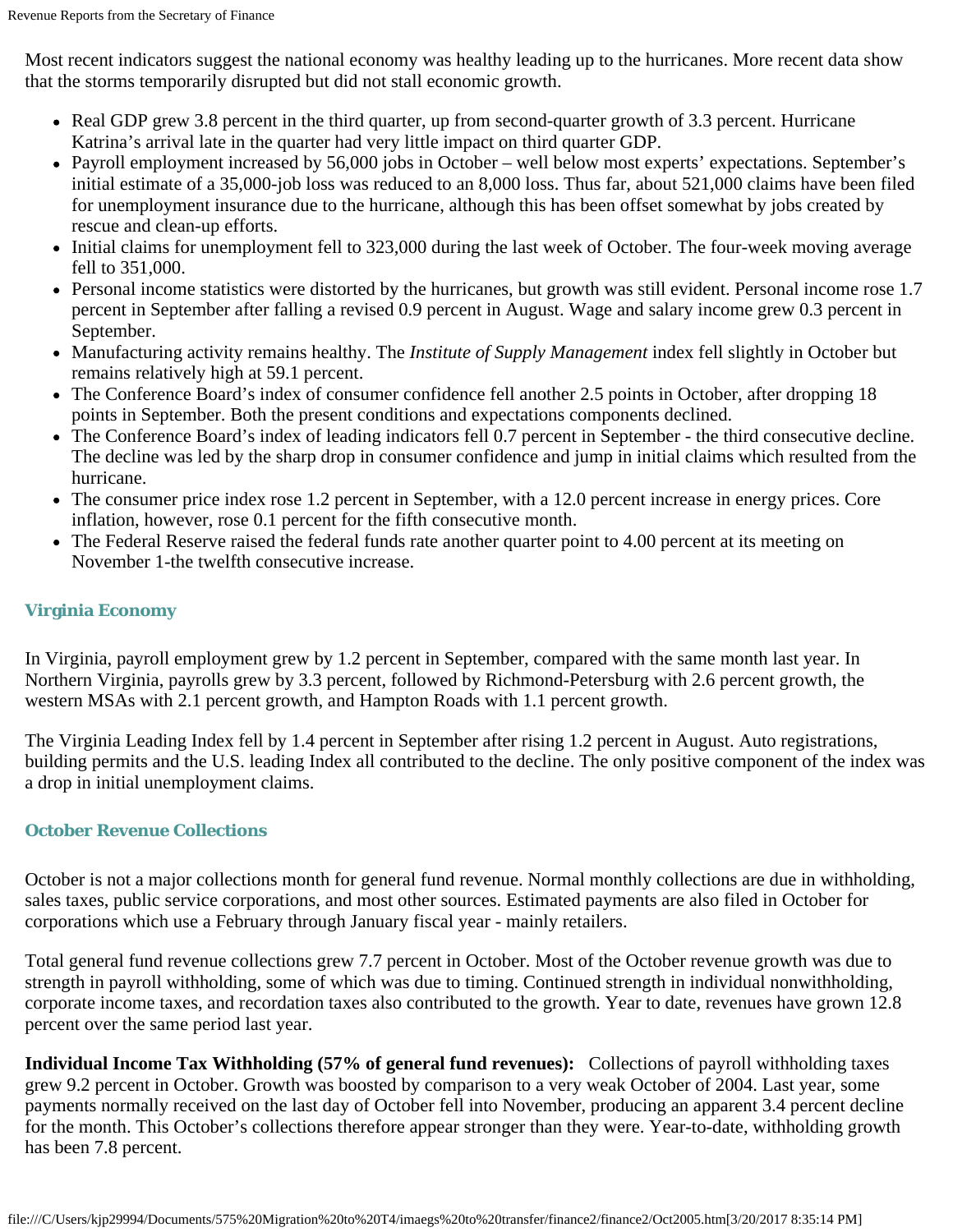Most recent indicators suggest the national economy was healthy leading up to the hurricanes. More recent data show that the storms temporarily disrupted but did not stall economic growth.

- Real GDP grew 3.8 percent in the third quarter, up from second-quarter growth of 3.3 percent. Hurricane Katrina's arrival late in the quarter had very little impact on third quarter GDP.
- Payroll employment increased by 56,000 jobs in October – well below most experts' expectations. September's initial estimate of a 35,000-job loss was reduced to an 8,000 loss. Thus far, about 521,000 claims have been filed for unemployment insurance due to the hurricane, although this has been offset somewhat by jobs created by rescue and clean-up efforts.
- Initial claims for unemployment fell to 323,000 during the last week of October. The four-week moving average fell to 351,000.
- Personal income statistics were distorted by the hurricanes, but growth was still evident. Personal income rose 1.7 percent in September after falling a revised 0.9 percent in August. Wage and salary income grew 0.3 percent in September.
- Manufacturing activity remains healthy. The *Institute of Supply Management* index fell slightly in October but remains relatively high at 59.1 percent.
- The Conference Board's index of consumer confidence fell another 2.5 points in October, after dropping 18 points in September. Both the present conditions and expectations components declined.
- The Conference Board's index of leading indicators fell 0.7 percent in September - the third consecutive decline. The decline was led by the sharp drop in consumer confidence and jump in initial claims which resulted from the hurricane.
- The consumer price index rose 1.2 percent in September, with a 12.0 percent increase in energy prices. Core inflation, however, rose 0.1 percent for the fifth consecutive month.
- The Federal Reserve raised the federal funds rate another quarter point to 4.00 percent at its meeting on November 1-the twelfth consecutive increase.

### Virginia Economy

In Virginia, payroll employment grew by 1.2 percent in September, compared with the same month last year. In Northern Virginia, payrolls grew by 3.3 percent, followed by Richmond-Petersburg with 2.6 percent growth, the western MSAs with 2.1 percent growth, and Hampton Roads with 1.1 percent growth.

The Virginia Leading Index fell by 1.4 percent in September after rising 1.2 percent in August. Auto registrations, building permits and the U.S. leading Index all contributed to the decline. The only positive component of the index was a drop in initial unemployment claims.

### October Revenue Collections

October is not a major collections month for general fund revenue. Normal monthly collections are due in withholding, sales taxes, public service corporations, and most other sources. Estimated payments are also filed in October for corporations which use a February through January fiscal year - mainly retailers.

Total general fund revenue collections grew 7.7 percent in October. Most of the October revenue growth was due to strength in payroll withholding, some of which was due to timing. Continued strength in individual nonwithholding, corporate income taxes, and recordation taxes also contributed to the growth. Year to date, revenues have grown 12.8 percent over the same period last year.

**Individual Income Tax Withholding (57% of general fund revenues):** Collections of payroll withholding taxes grew 9.2 percent in October. Growth was boosted by comparison to a very weak October of 2004. Last year, some payments normally received on the last day of October fell into November, producing an apparent 3.4 percent decline for the month. This October's collections therefore appear stronger than they were. Year-to-date, withholding growth has been 7.8 percent.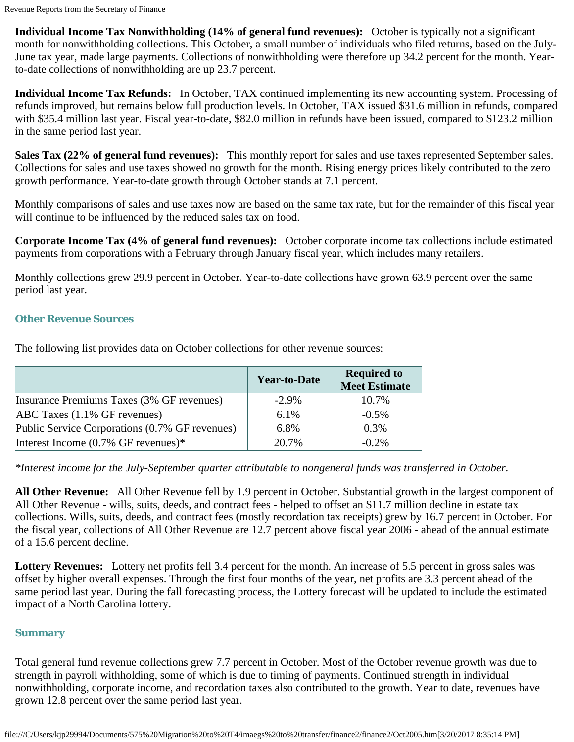**Individual Income Tax Nonwithholding (14% of general fund revenues):** October is typically not a significant month for nonwithholding collections. This October, a small number of individuals who filed returns, based on the July-June tax year, made large payments. Collections of nonwithholding were therefore up 34.2 percent for the month. Year-to-date collections of nonwithholding are up 23.7 percent.

**Individual Income Tax Refunds:** In October, TAX continued implementing its new accounting system. Processing of refunds improved, but remains below full production levels. In October, TAX issued $31.6 million in refunds, compared with $35.4 million last year. Fiscal year-to-date, $82.0 million in refunds have been issued, compared to $123.2 million in the same period last year.

**Sales Tax (22% of general fund revenues):** This monthly report for sales and use taxes represented September sales. Collections for sales and use taxes showed no growth for the month. Rising energy prices likely contributed to the zero growth performance. Year-to-date growth through October stands at 7.1 percent.

Monthly comparisons of sales and use taxes now are based on the same tax rate, but for the remainder of this fiscal year will continue to be influenced by the reduced sales tax on food.

**Corporate Income Tax (4% of general fund revenues):** October corporate income tax collections include estimated payments from corporations with a February through January fiscal year, which includes many retailers.

Monthly collections grew 29.9 percent in October. Year-to-date collections have grown 63.9 percent over the same period last year.

### Other Revenue Sources

The following list provides data on October collections for other revenue sources:

| | Year-to-Date | Required to Meet Estimate |
|---|---|---|
| Insurance Premiums Taxes (3% GF revenues) | -2.9% | 10.7% |
| ABC Taxes (1.1% GF revenues) | 6.1% | -0.5% |
| Public Service Corporations (0.7% GF revenues) | 6.8% | 0.3% |
| Interest Income (0.7% GF revenues)* | 20.7% | -0.2% |

*\*Interest income for the July-September quarter attributable to nongeneral funds was transferred in October.*

**All Other Revenue:** All Other Revenue fell by 1.9 percent in October. Substantial growth in the largest component of All Other Revenue - wills, suits, deeds, and contract fees - helped to offset an $11.7 million decline in estate tax collections. Wills, suits, deeds, and contract fees (mostly recordation tax receipts) grew by 16.7 percent in October. For the fiscal year, collections of All Other Revenue are 12.7 percent above fiscal year 2006 - ahead of the annual estimate of a 15.6 percent decline.

**Lottery Revenues:** Lottery net profits fell 3.4 percent for the month. An increase of 5.5 percent in gross sales was offset by higher overall expenses. Through the first four months of the year, net profits are 3.3 percent ahead of the same period last year. During the fall forecasting process, the Lottery forecast will be updated to include the estimated impact of a North Carolina lottery.

### Summary

Total general fund revenue collections grew 7.7 percent in October. Most of the October revenue growth was due to strength in payroll withholding, some of which is due to timing of payments. Continued strength in individual nonwithholding, corporate income, and recordation taxes also contributed to the growth. Year to date, revenues have grown 12.8 percent over the same period last year.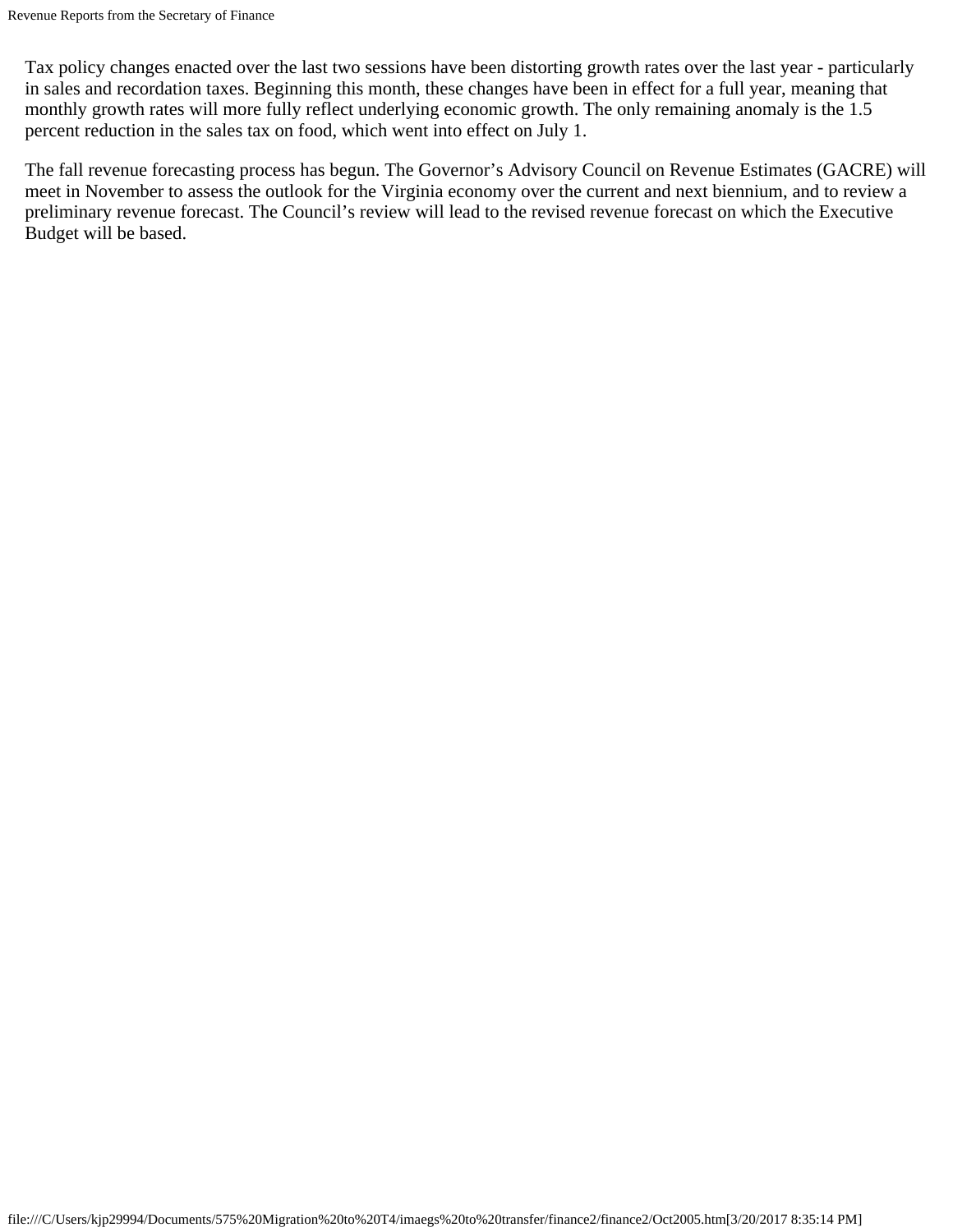Tax policy changes enacted over the last two sessions have been distorting growth rates over the last year - particularly in sales and recordation taxes. Beginning this month, these changes have been in effect for a full year, meaning that monthly growth rates will more fully reflect underlying economic growth. The only remaining anomaly is the 1.5 percent reduction in the sales tax on food, which went into effect on July 1.

The fall revenue forecasting process has begun. The Governor’s Advisory Council on Revenue Estimates (GACRE) will meet in November to assess the outlook for the Virginia economy over the current and next biennium, and to review a preliminary revenue forecast. The Council’s review will lead to the revised revenue forecast on which the Executive Budget will be based.